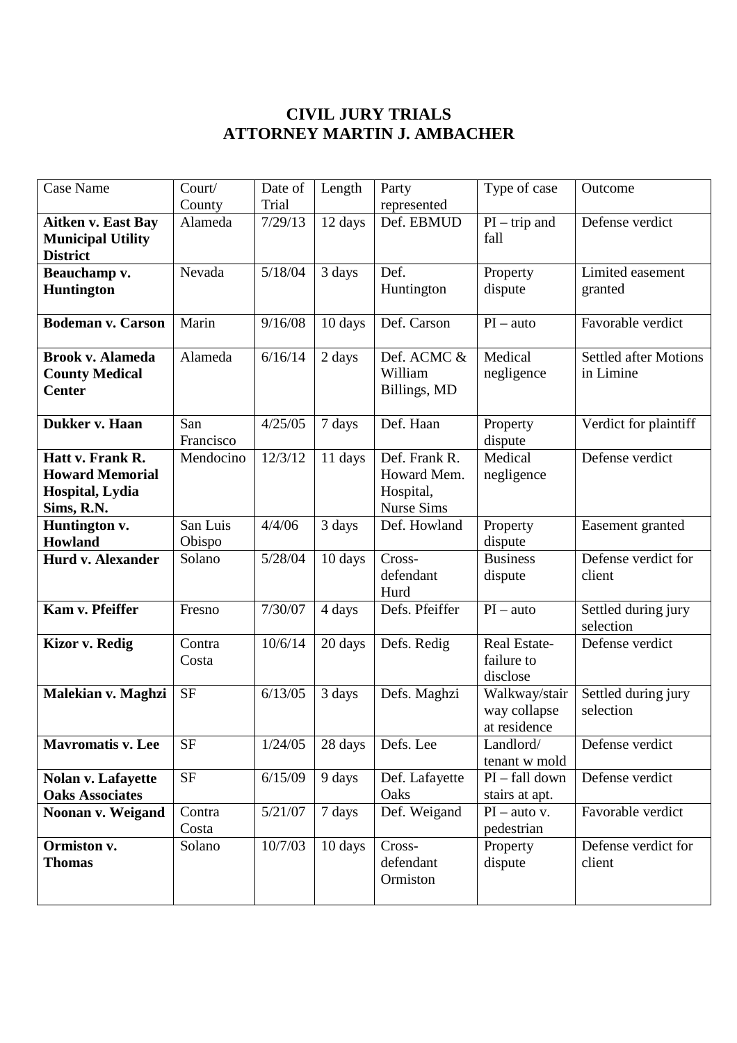# CIVIL JURY TRIALS
# ATTORNEY MARTIN J. AMBACHER

| Case Name | Court/ County | Date of Trial | Length | Party represented | Type of case | Outcome |
|---|---|---|---|---|---|---|
| **Aitken v. East Bay Municipal Utility District** | Alameda | 7/29/13 | 12 days | Def. EBMUD | PI – trip and fall | Defense verdict |
| **Beauchamp v. Huntington** | Nevada | 5/18/04 | 3 days | Def. Huntington | Property dispute | Limited easement granted |
| **Bodeman v. Carson** | Marin | 9/16/08 | 10 days | Def. Carson | PI – auto | Favorable verdict |
| **Brook v. Alameda County Medical Center** | Alameda | 6/16/14 | 2 days | Def. ACMC & William Billings, MD | Medical negligence | Settled after Motions in Limine |
| **Dukker v. Haan** | San Francisco | 4/25/05 | 7 days | Def. Haan | Property dispute | Verdict for plaintiff |
| **Hatt v. Frank R. Howard Memorial Hospital, Lydia Sims, R.N.** | Mendocino | 12/3/12 | 11 days | Def. Frank R. Howard Mem. Hospital, Nurse Sims | Medical negligence | Defense verdict |
| **Huntington v. Howland** | San Luis Obispo | 4/4/06 | 3 days | Def. Howland | Property dispute | Easement granted |
| **Hurd v. Alexander** | Solano | 5/28/04 | 10 days | Cross-defendant Hurd | Business dispute | Defense verdict for client |
| **Kam v. Pfeiffer** | Fresno | 7/30/07 | 4 days | Defs. Pfeiffer | PI – auto | Settled during jury selection |
| **Kizor v. Redig** | Contra Costa | 10/6/14 | 20 days | Defs. Redig | Real Estate- failure to disclose | Defense verdict |
| **Malekian v. Maghzi** | SF | 6/13/05 | 3 days | Defs. Maghzi | Walkway/stair way collapse at residence | Settled during jury selection |
| **Mavromatis v. Lee** | SF | 1/24/05 | 28 days | Defs. Lee | Landlord/ tenant w mold | Defense verdict |
| **Nolan v. Lafayette Oaks Associates** | SF | 6/15/09 | 9 days | Def. Lafayette Oaks | PI – fall down stairs at apt. | Defense verdict |
| **Noonan v. Weigand** | Contra Costa | 5/21/07 | 7 days | Def. Weigand | PI – auto v. pedestrian | Favorable verdict |
| **Ormiston v. Thomas** | Solano | 10/7/03 | 10 days | Cross-defendant Ormiston | Property dispute | Defense verdict for client |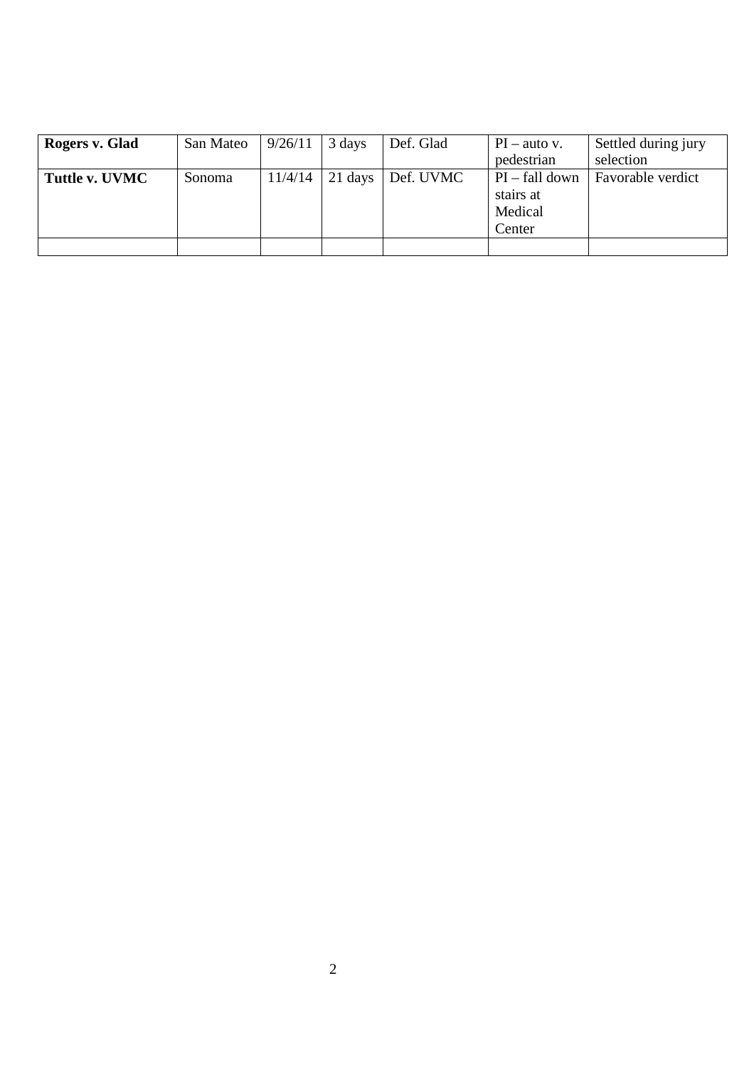| | | | | | | |
|---|---|---|---|---|---|---|
| **Rogers v. Glad** | San Mateo | 9/26/11 | 3 days | Def. Glad | PI – auto v. pedestrian | Settled during jury selection |
| **Tuttle v. UVMC** | Sonoma | 11/4/14 | 21 days | Def. UVMC | PI – fall down stairs at Medical Center | Favorable verdict |
| | | | | | | |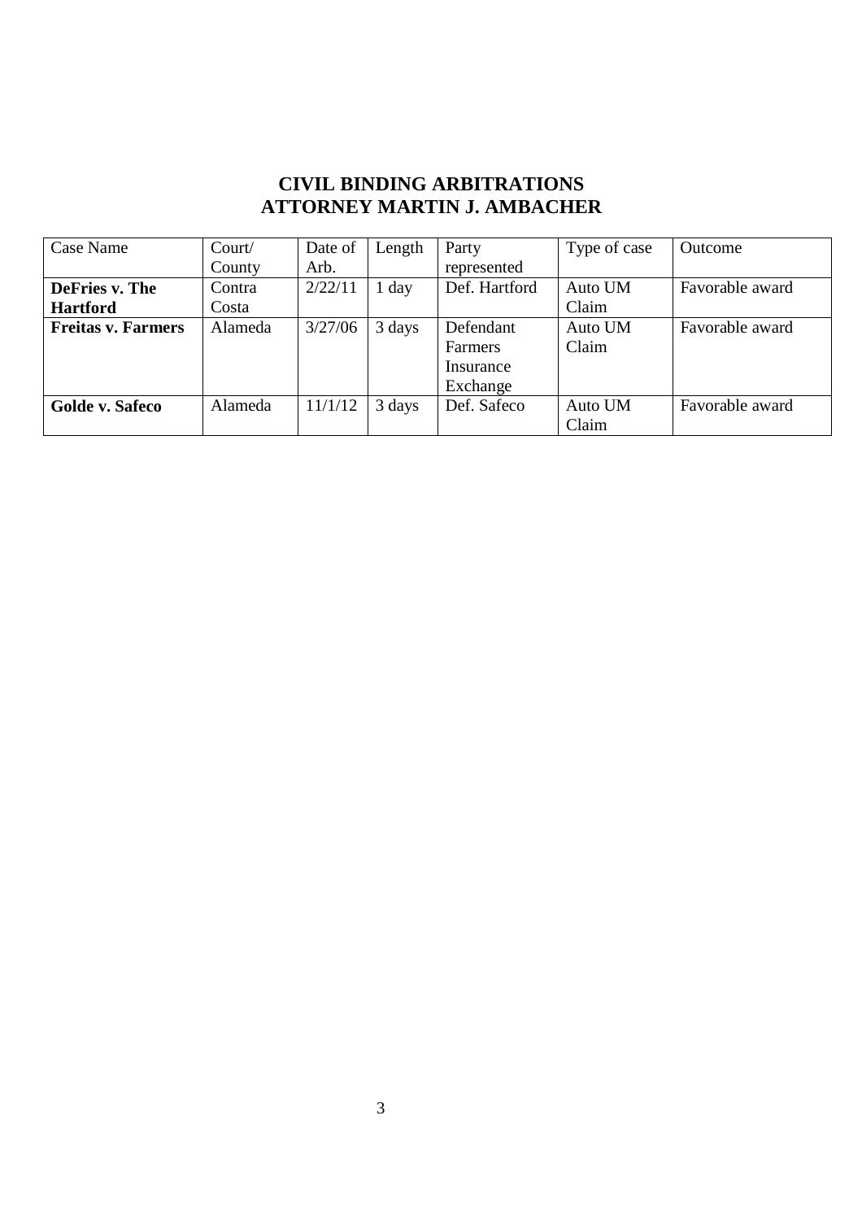# CIVIL BINDING ARBITRATIONS
# ATTORNEY MARTIN J. AMBACHER

| Case Name | Court/ County | Date of Arb. | Length | Party represented | Type of case | Outcome |
|---|---|---|---|---|---|---|
| **DeFries v. The Hartford** | Contra Costa | 2/22/11 | 1 day | Def. Hartford | Auto UM Claim | Favorable award |
| **Freitas v. Farmers** | Alameda | 3/27/06 | 3 days | Defendant Farmers Insurance Exchange | Auto UM Claim | Favorable award |
| **Golde v. Safeco** | Alameda | 11/1/12 | 3 days | Def. Safeco | Auto UM Claim | Favorable award |